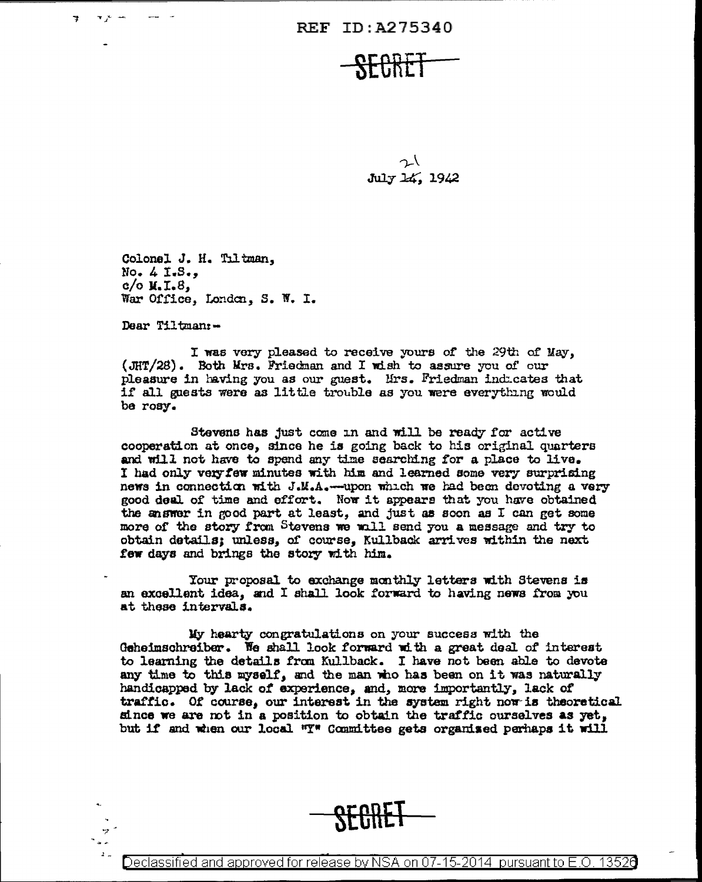REF ID:A275340

SECRET

July ~~14~~ 21, 1942

Colonel J. H. Tiltman,
No. 4 I.S.,
c/o M.I.8,
War Office, London, S. W. I.

Dear Tiltman:-

I was very pleased to receive yours of the 29th of May, (JHT/28). Both Mrs. Friedman and I wish to assure you of our pleasure in having you as our guest. Mrs. Friedman indicates that if all guests were as little trouble as you were everything would be rosy.

Stevens has just come in and will be ready for active cooperation at once, since he is going back to his original quarters and will not have to spend any time searching for a place to live. I had only very few minutes with him and learned some very surprising news in connection with J.M.A.—upon which we had been devoting a very good deal of time and effort. Now it appears that you have obtained the answer in good part at least, and just as soon as I can get some more of the story from Stevens we will send you a message and try to obtain details; unless, of course, Kullback arrives within the next few days and brings the story with him.

Your proposal to exchange monthly letters with Stevens is an excellent idea, and I shall look forward to having news from you at these intervals.

My hearty congratulations on your success with the Geheimschreiber. We shall look forward with a great deal of interest to learning the details from Kullback. I have not been able to devote any time to this myself, and the man who has been on it was naturally handicapped by lack of experience, and, more importantly, lack of traffic. Of course, our interest in the system right now is theoretical since we are not in a position to obtain the traffic ourselves as yet, but if and when our local "Y" Committee gets organized perhaps it will

SECRET

Declassified and approved for release by NSA on 07-15-2014 pursuant to E.O. 13526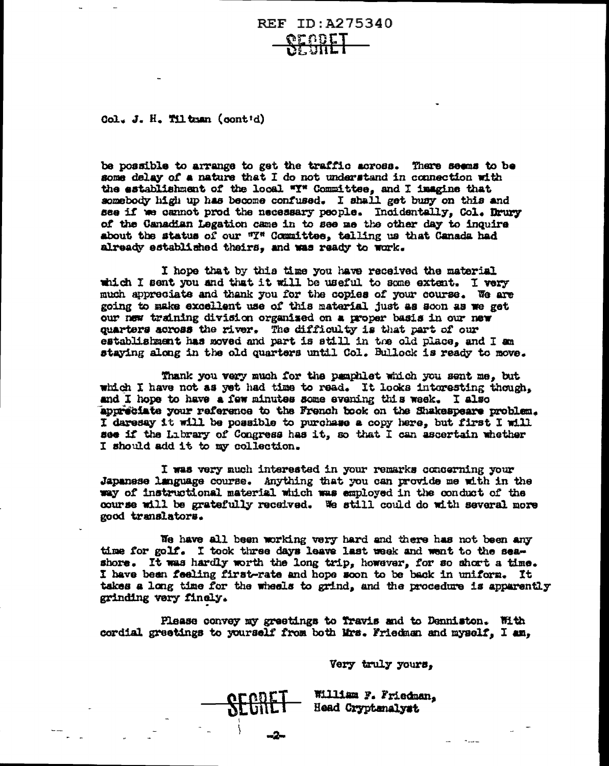REF ID:A275340

SECRET

Col. J. H. Tiltman (cont'd)

be possible to arrange to get the traffic across. There seems to be some delay of a nature that I do not understand in connection with the establishment of the local "Y" Committee, and I imagine that somebody high up has become confused. I shall get busy on this and see if we cannot prod the necessary people. Incidentally, Col. Drury of the Canadian Legation came in to see me the other day to inquire about the status of our "Y" Committee, telling us that Canada had already established theirs, and was ready to work.

I hope that by this time you have received the material which I sent you and that it will be useful to some extent. I very much appreciate and thank you for the copies of your course. We are going to make excellent use of this material just as soon as we get our new training division organized on a proper basis in our new quarters across the river. The difficulty is that part of our establishment has moved and part is still in the old place, and I am staying along in the old quarters until Col. Bullock is ready to move.

Thank you very much for the pamphlet which you sent me, but which I have not as yet had time to read. It looks interesting though, and I hope to have a few minutes some evening this week. I also appreciate your reference to the French book on the Shakespeare problem. I daresay it will be possible to purchase a copy here, but first I will see if the Library of Congress has it, so that I can ascertain whether I should add it to my collection.

I was very much interested in your remarks concerning your Japanese language course. Anything that you can provide me with in the way of instructional material which was employed in the conduct of the course will be gratefully received. We still could do with several more good translators.

We have all been working very hard and there has not been any time for golf. I took three days leave last week and went to the seashore. It was hardly worth the long trip, however, for so short a time. I have been feeling first-rate and hope soon to be back in uniform. It takes a long time for the wheels to grind, and the procedure is apparently grinding very finely.

Please convey my greetings to Travis and to Denniston. With cordial greetings to yourself from both Mrs. Friedman and myself, I am,

Very truly yours,

William F. Friedman,
Head Cryptanalyst

SECRET